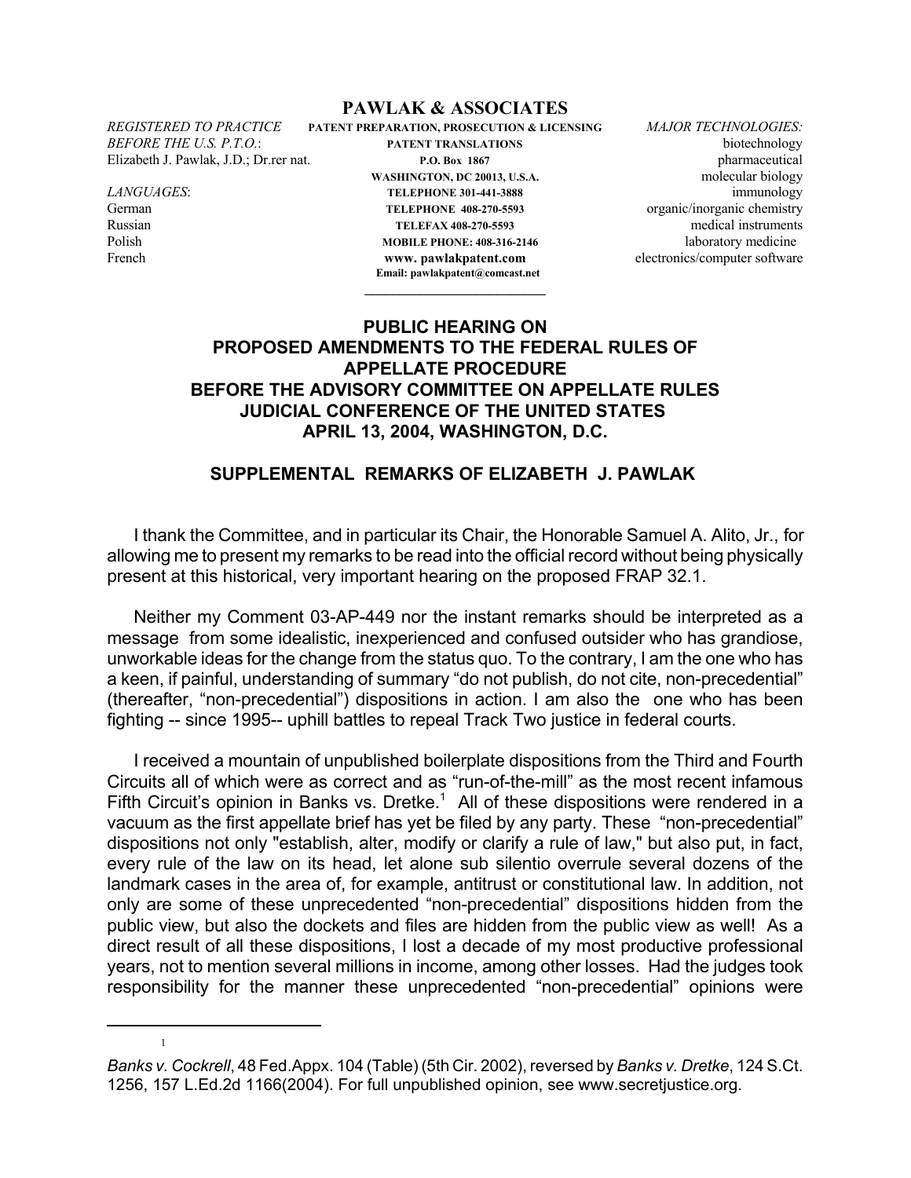**PAWLAK & ASSOCIATES**

*REGISTERED TO PRACTICE BEFORE THE U.S. P.T.O.*:
Elizabeth J. Pawlak, J.D.; Dr.rer nat.

*LANGUAGES*:
German
Russian
Polish
French

PATENT PREPARATION, PROSECUTION & LICENSING
PATENT TRANSLATIONS
P.O. Box 1867
WASHINGTON, DC 20013, U.S.A.
TELEPHONE 301-441-3888
TELEPHONE 408-270-5593
TELEFAX 408-270-5593
MOBILE PHONE: 408-316-2146
www. pawlakpatent.com
Email: pawlakpatent@comcast.net

*MAJOR TECHNOLOGIES:*
biotechnology
pharmaceutical
molecular biology
immunology
organic/inorganic chemistry
medical instruments
laboratory medicine
electronics/computer software

---

# PUBLIC HEARING ON PROPOSED AMENDMENTS TO THE FEDERAL RULES OF APPELLATE PROCEDURE BEFORE THE ADVISORY COMMITTEE ON APPELLATE RULES JUDICIAL CONFERENCE OF THE UNITED STATES APRIL 13, 2004, WASHINGTON, D.C.

## SUPPLEMENTAL REMARKS OF ELIZABETH J. PAWLAK

I thank the Committee, and in particular its Chair, the Honorable Samuel A. Alito, Jr., for allowing me to present my remarks to be read into the official record without being physically present at this historical, very important hearing on the proposed FRAP 32.1.

Neither my Comment 03-AP-449 nor the instant remarks should be interpreted as a message from some idealistic, inexperienced and confused outsider who has grandiose, unworkable ideas for the change from the status quo. To the contrary, I am the one who has a keen, if painful, understanding of summary "do not publish, do not cite, non-precedential" (thereafter, "non-precedential") dispositions in action. I am also the one who has been fighting -- since 1995-- uphill battles to repeal Track Two justice in federal courts.

I received a mountain of unpublished boilerplate dispositions from the Third and Fourth Circuits all of which were as correct and as "run-of-the-mill" as the most recent infamous Fifth Circuit's opinion in Banks vs. Dretke.[1] All of these dispositions were rendered in a vacuum as the first appellate brief has yet be filed by any party. These "non-precedential" dispositions not only "establish, alter, modify or clarify a rule of law," but also put, in fact, every rule of the law on its head, let alone sub silentio overrule several dozens of the landmark cases in the area of, for example, antitrust or constitutional law. In addition, not only are some of these unprecedented "non-precedential" dispositions hidden from the public view, but also the dockets and files are hidden from the public view as well! As a direct result of all these dispositions, I lost a decade of my most productive professional years, not to mention several millions in income, among other losses. Had the judges took responsibility for the manner these unprecedented "non-precedential" opinions were

---

[1] *Banks v. Cockrell*, 48 Fed.Appx. 104 (Table) (5th Cir. 2002), reversed by *Banks v. Dretke*, 124 S.Ct. 1256, 157 L.Ed.2d 1166(2004). For full unpublished opinion, see www.secretjustice.org.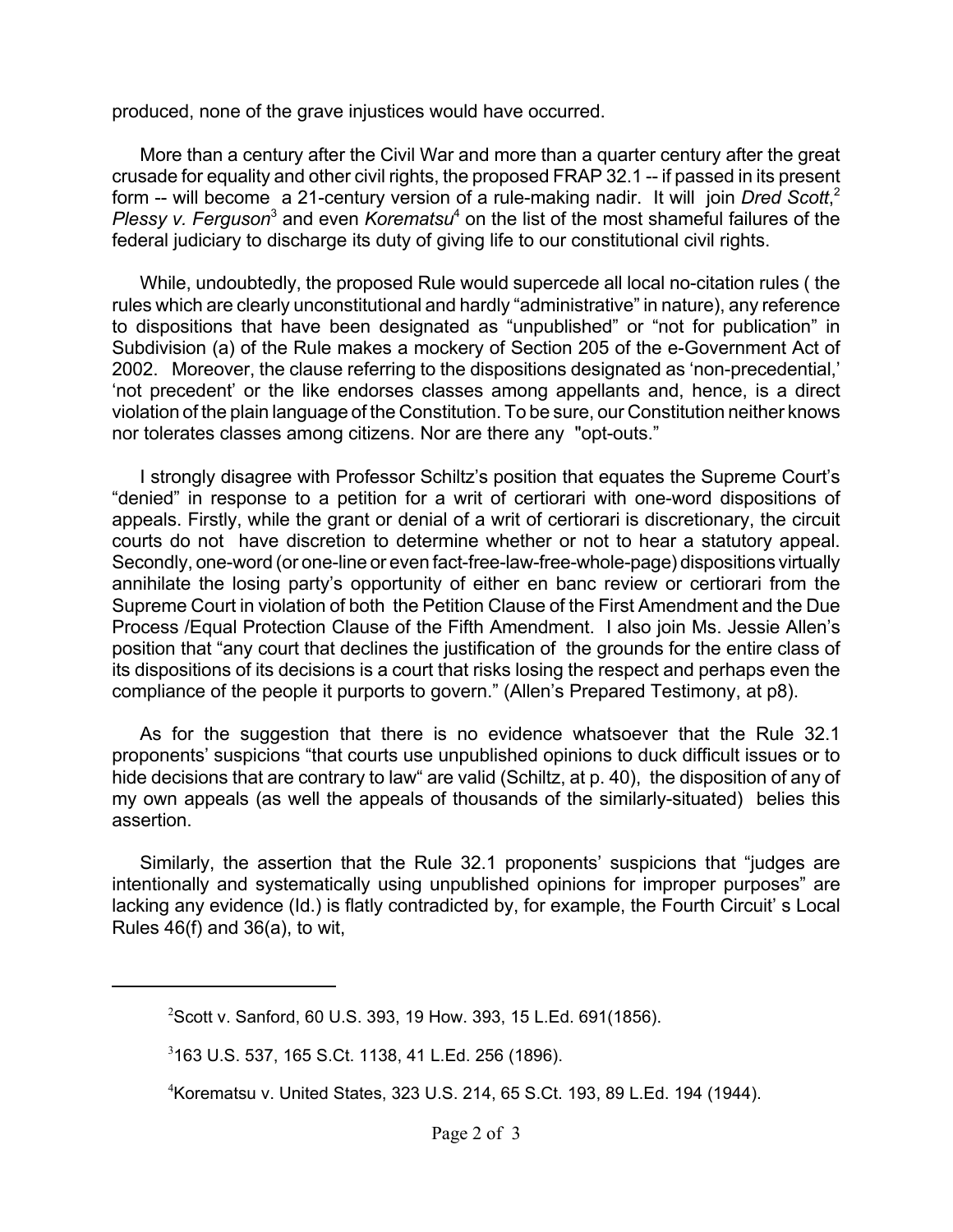produced, none of the grave injustices would have occurred.

More than a century after the Civil War and more than a quarter century after the great crusade for equality and other civil rights, the proposed FRAP 32.1 -- if passed in its present form -- will become a 21-century version of a rule-making nadir. It will join *Dred Scott*,[2] *Plessy v. Ferguson*[3] and even *Korematsu*[4] on the list of the most shameful failures of the federal judiciary to discharge its duty of giving life to our constitutional civil rights.

While, undoubtedly, the proposed Rule would supercede all local no-citation rules ( the rules which are clearly unconstitutional and hardly "administrative" in nature), any reference to dispositions that have been designated as "unpublished" or "not for publication" in Subdivision (a) of the Rule makes a mockery of Section 205 of the e-Government Act of 2002. Moreover, the clause referring to the dispositions designated as 'non-precedential,' 'not precedent' or the like endorses classes among appellants and, hence, is a direct violation of the plain language of the Constitution. To be sure, our Constitution neither knows nor tolerates classes among citizens. Nor are there any "opt-outs."

I strongly disagree with Professor Schiltz's position that equates the Supreme Court's "denied" in response to a petition for a writ of certiorari with one-word dispositions of appeals. Firstly, while the grant or denial of a writ of certiorari is discretionary, the circuit courts do not have discretion to determine whether or not to hear a statutory appeal. Secondly, one-word (or one-line or even fact-free-law-free-whole-page) dispositions virtually annihilate the losing party's opportunity of either en banc review or certiorari from the Supreme Court in violation of both the Petition Clause of the First Amendment and the Due Process /Equal Protection Clause of the Fifth Amendment. I also join Ms. Jessie Allen's position that "any court that declines the justification of the grounds for the entire class of its dispositions of its decisions is a court that risks losing the respect and perhaps even the compliance of the people it purports to govern." (Allen's Prepared Testimony, at p8).

As for the suggestion that there is no evidence whatsoever that the Rule 32.1 proponents' suspicions "that courts use unpublished opinions to duck difficult issues or to hide decisions that are contrary to law" are valid (Schiltz, at p. 40), the disposition of any of my own appeals (as well the appeals of thousands of the similarly-situated) belies this assertion.

Similarly, the assertion that the Rule 32.1 proponents' suspicions that "judges are intentionally and systematically using unpublished opinions for improper purposes" are lacking any evidence (Id.) is flatly contradicted by, for example, the Fourth Circuit' s Local Rules 46(f) and 36(a), to wit,

---

[2] Scott v. Sanford, 60 U.S. 393, 19 How. 393, 15 L.Ed. 691(1856).

[3] 163 U.S. 537, 165 S.Ct. 1138, 41 L.Ed. 256 (1896).

[4] Korematsu v. United States, 323 U.S. 214, 65 S.Ct. 193, 89 L.Ed. 194 (1944).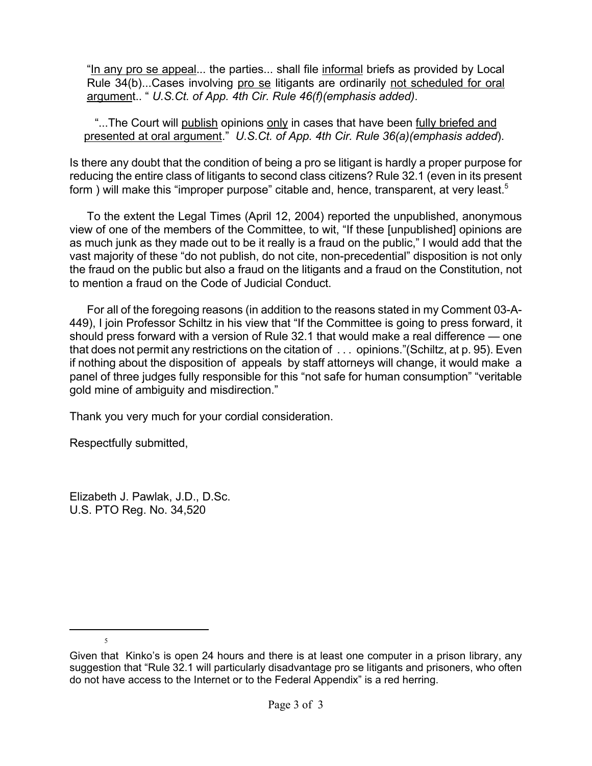"In any pro se appeal... the parties... shall file informal briefs as provided by Local Rule 34(b)...Cases involving pro se litigants are ordinarily not scheduled for oral argument.. " *U.S.Ct. of App. 4th Cir. Rule 46(f)(emphasis added)*.

"...The Court will publish opinions only in cases that have been fully briefed and presented at oral argument." *U.S.Ct. of App. 4th Cir. Rule 36(a)(emphasis added)*.

Is there any doubt that the condition of being a pro se litigant is hardly a proper purpose for reducing the entire class of litigants to second class citizens? Rule 32.1 (even in its present form ) will make this "improper purpose" citable and, hence, transparent, at very least.[5]

To the extent the Legal Times (April 12, 2004) reported the unpublished, anonymous view of one of the members of the Committee, to wit, "If these [unpublished] opinions are as much junk as they made out to be it really is a fraud on the public," I would add that the vast majority of these "do not publish, do not cite, non-precedential" disposition is not only the fraud on the public but also a fraud on the litigants and a fraud on the Constitution, not to mention a fraud on the Code of Judicial Conduct.

For all of the foregoing reasons (in addition to the reasons stated in my Comment 03-A-449), I join Professor Schiltz in his view that "If the Committee is going to press forward, it should press forward with a version of Rule 32.1 that would make a real difference — one that does not permit any restrictions on the citation of . . . opinions."(Schiltz, at p. 95). Even if nothing about the disposition of appeals by staff attorneys will change, it would make a panel of three judges fully responsible for this "not safe for human consumption" "veritable gold mine of ambiguity and misdirection."

Thank you very much for your cordial consideration.

Respectfully submitted,

Elizabeth J. Pawlak, J.D., D.Sc.
U.S. PTO Reg. No. 34,520

---

[5] Given that Kinko's is open 24 hours and there is at least one computer in a prison library, any suggestion that "Rule 32.1 will particularly disadvantage pro se litigants and prisoners, who often do not have access to the Internet or to the Federal Appendix" is a red herring.